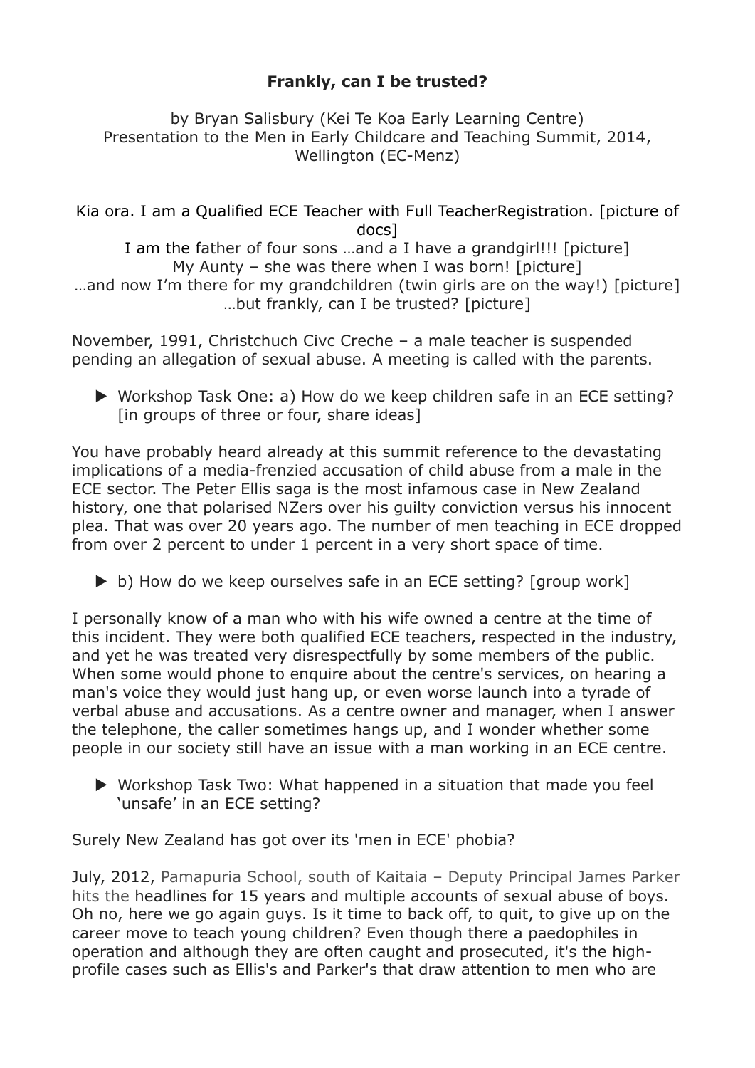**Frankly, can I be trusted?**

by Bryan Salisbury (Kei Te Koa Early Learning Centre)
Presentation to the Men in Early Childcare and Teaching Summit, 2014, Wellington (EC-Menz)

Kia ora. I am a Qualified ECE Teacher with Full TeacherRegistration. [picture of docs]
I am the father of four sons …and a I have a grandgirl!!! [picture]
My Aunty – she was there when I was born! [picture]
…and now I'm there for my grandchildren (twin girls are on the way!) [picture]
…but frankly, can I be trusted? [picture]

November, 1991, Christchuch Civc Creche – a male teacher is suspended pending an allegation of sexual abuse. A meeting is called with the parents.

- Workshop Task One: a) How do we keep children safe in an ECE setting? [in groups of three or four, share ideas]

You have probably heard already at this summit reference to the devastating implications of a media-frenzied accusation of child abuse from a male in the ECE sector. The Peter Ellis saga is the most infamous case in New Zealand history, one that polarised NZers over his guilty conviction versus his innocent plea. That was over 20 years ago. The number of men teaching in ECE dropped from over 2 percent to under 1 percent in a very short space of time.

- b) How do we keep ourselves safe in an ECE setting? [group work]

I personally know of a man who with his wife owned a centre at the time of this incident. They were both qualified ECE teachers, respected in the industry, and yet he was treated very disrespectfully by some members of the public. When some would phone to enquire about the centre's services, on hearing a man's voice they would just hang up, or even worse launch into a tyrade of verbal abuse and accusations. As a centre owner and manager, when I answer the telephone, the caller sometimes hangs up, and I wonder whether some people in our society still have an issue with a man working in an ECE centre.

- Workshop Task Two: What happened in a situation that made you feel 'unsafe' in an ECE setting?

Surely New Zealand has got over its 'men in ECE' phobia?

July, 2012, Pamapuria School, south of Kaitaia – Deputy Principal James Parker hits the headlines for 15 years and multiple accounts of sexual abuse of boys. Oh no, here we go again guys. Is it time to back off, to quit, to give up on the career move to teach young children? Even though there a paedophiles in operation and although they are often caught and prosecuted, it's the high-profile cases such as Ellis's and Parker's that draw attention to men who are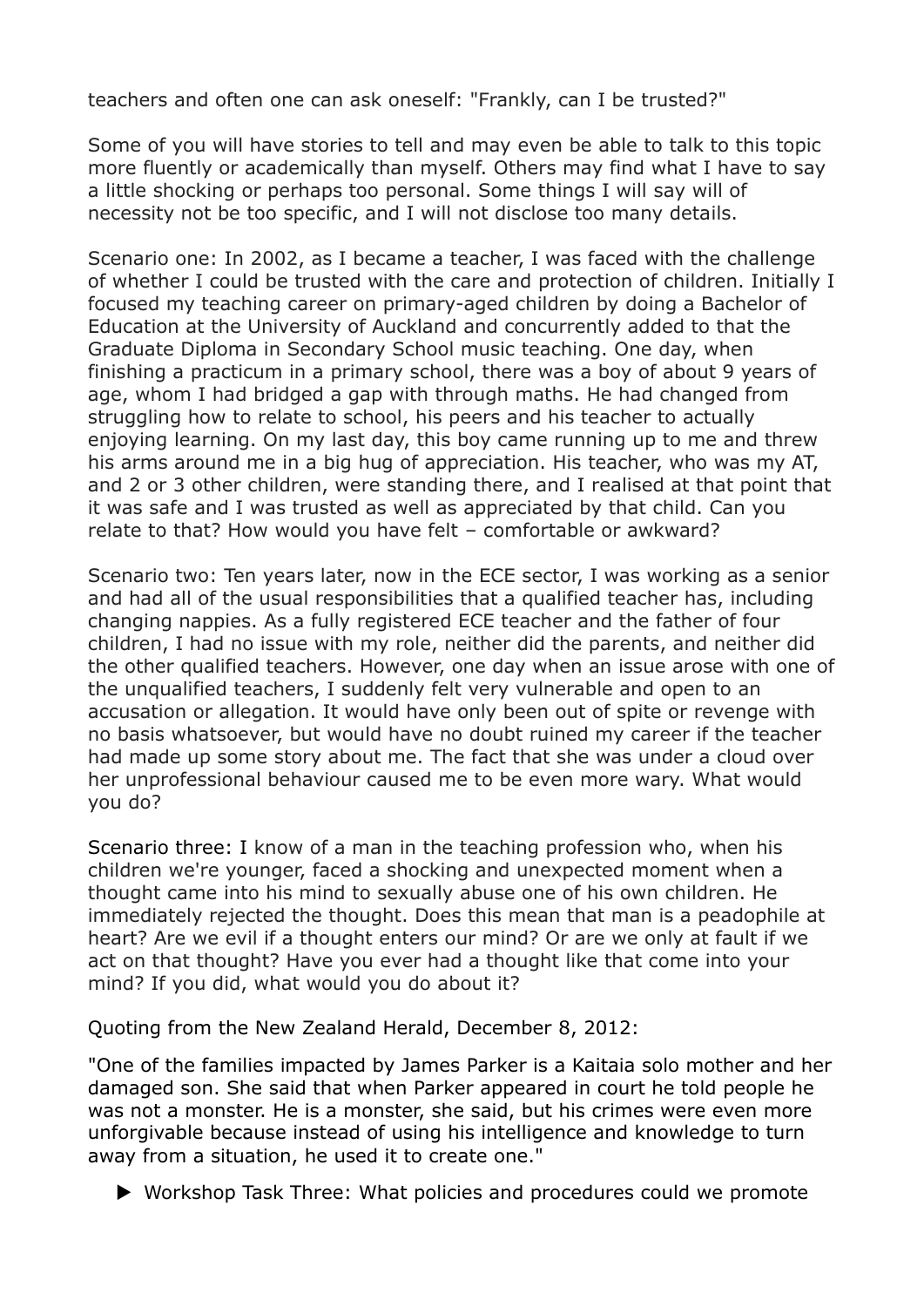teachers and often one can ask oneself: "Frankly, can I be trusted?"

Some of you will have stories to tell and may even be able to talk to this topic more fluently or academically than myself. Others may find what I have to say a little shocking or perhaps too personal. Some things I will say will of necessity not be too specific, and I will not disclose too many details.

Scenario one: In 2002, as I became a teacher, I was faced with the challenge of whether I could be trusted with the care and protection of children. Initially I focused my teaching career on primary-aged children by doing a Bachelor of Education at the University of Auckland and concurrently added to that the Graduate Diploma in Secondary School music teaching. One day, when finishing a practicum in a primary school, there was a boy of about 9 years of age, whom I had bridged a gap with through maths. He had changed from struggling how to relate to school, his peers and his teacher to actually enjoying learning. On my last day, this boy came running up to me and threw his arms around me in a big hug of appreciation. His teacher, who was my AT, and 2 or 3 other children, were standing there, and I realised at that point that it was safe and I was trusted as well as appreciated by that child. Can you relate to that? How would you have felt – comfortable or awkward?

Scenario two: Ten years later, now in the ECE sector, I was working as a senior and had all of the usual responsibilities that a qualified teacher has, including changing nappies. As a fully registered ECE teacher and the father of four children, I had no issue with my role, neither did the parents, and neither did the other qualified teachers. However, one day when an issue arose with one of the unqualified teachers, I suddenly felt very vulnerable and open to an accusation or allegation. It would have only been out of spite or revenge with no basis whatsoever, but would have no doubt ruined my career if the teacher had made up some story about me. The fact that she was under a cloud over her unprofessional behaviour caused me to be even more wary. What would you do?

Scenario three: I know of a man in the teaching profession who, when his children we're younger, faced a shocking and unexpected moment when a thought came into his mind to sexually abuse one of his own children. He immediately rejected the thought. Does this mean that man is a peadophile at heart? Are we evil if a thought enters our mind? Or are we only at fault if we act on that thought? Have you ever had a thought like that come into your mind? If you did, what would you do about it?

Quoting from the New Zealand Herald, December 8, 2012:

"One of the families impacted by James Parker is a Kaitaia solo mother and her damaged son. She said that when Parker appeared in court he told people he was not a monster. He is a monster, she said, but his crimes were even more unforgivable because instead of using his intelligence and knowledge to turn away from a situation, he used it to create one."

- Workshop Task Three: What policies and procedures could we promote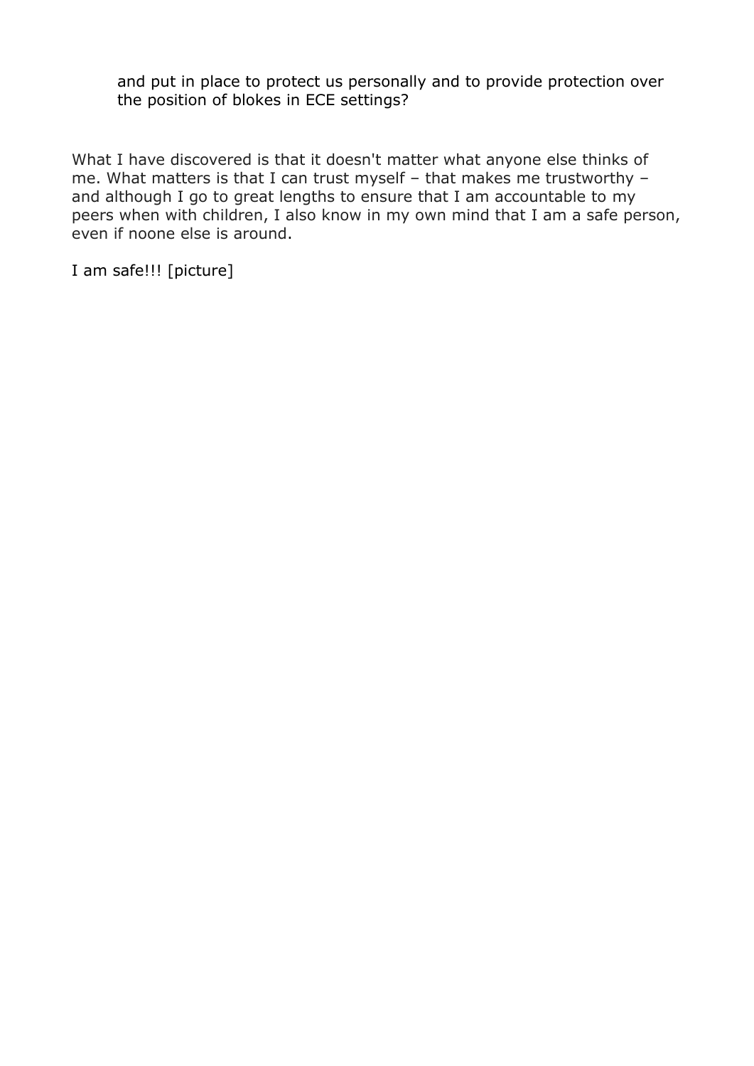> and put in place to protect us personally and to provide protection over the position of blokes in ECE settings?

What I have discovered is that it doesn't matter what anyone else thinks of me. What matters is that I can trust myself – that makes me trustworthy – and although I go to great lengths to ensure that I am accountable to my peers when with children, I also know in my own mind that I am a safe person, even if noone else is around.

I am safe!!! [picture]